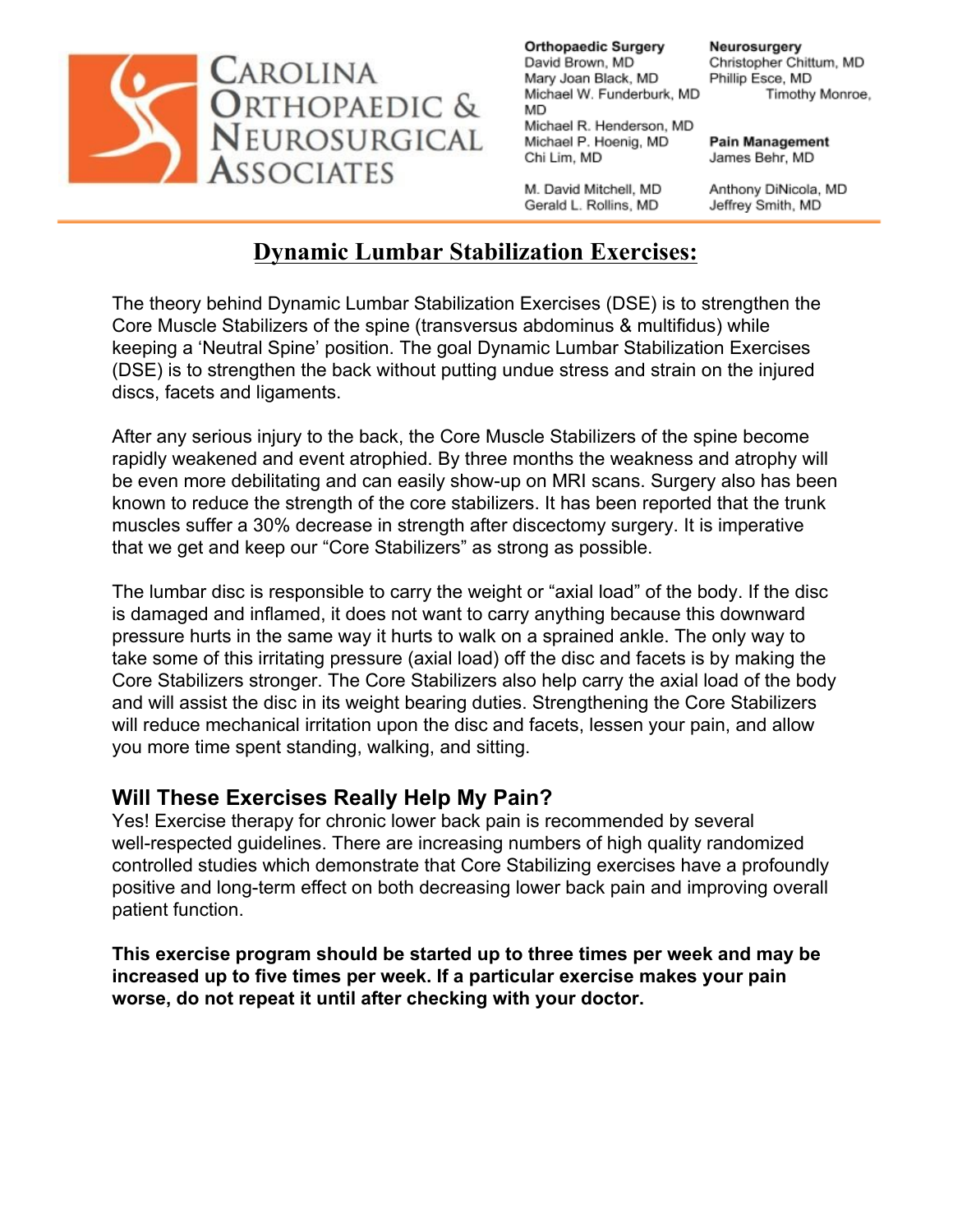**CAROLINA ORTHOPAEDIC & NEUROSURGICAL ASSOCIATES**

**Orthopaedic Surgery**
David Brown, MD
Mary Joan Black, MD
Michael W. Funderburk, MD
Michael R. Henderson, MD
Michael P. Hoenig, MD
Chi Lim, MD
M. David Mitchell, MD
Gerald L. Rollins, MD

**Neurosurgery**
Christopher Chittum, MD
Phillip Esce, MD
Timothy Monroe,

**Pain Management**
James Behr, MD
Anthony DiNicola, MD
Jeffrey Smith, MD

# Dynamic Lumbar Stabilization Exercises:

The theory behind Dynamic Lumbar Stabilization Exercises (DSE) is to strengthen the Core Muscle Stabilizers of the spine (transversus abdominus & multifidus) while keeping a 'Neutral Spine' position. The goal Dynamic Lumbar Stabilization Exercises (DSE) is to strengthen the back without putting undue stress and strain on the injured discs, facets and ligaments.

After any serious injury to the back, the Core Muscle Stabilizers of the spine become rapidly weakened and event atrophied. By three months the weakness and atrophy will be even more debilitating and can easily show-up on MRI scans. Surgery also has been known to reduce the strength of the core stabilizers. It has been reported that the trunk muscles suffer a 30% decrease in strength after discectomy surgery. It is imperative that we get and keep our "Core Stabilizers" as strong as possible.

The lumbar disc is responsible to carry the weight or "axial load" of the body. If the disc is damaged and inflamed, it does not want to carry anything because this downward pressure hurts in the same way it hurts to walk on a sprained ankle. The only way to take some of this irritating pressure (axial load) off the disc and facets is by making the Core Stabilizers stronger. The Core Stabilizers also help carry the axial load of the body and will assist the disc in its weight bearing duties. Strengthening the Core Stabilizers will reduce mechanical irritation upon the disc and facets, lessen your pain, and allow you more time spent standing, walking, and sitting.

## Will These Exercises Really Help My Pain?

Yes! Exercise therapy for chronic lower back pain is recommended by several well-respected guidelines. There are increasing numbers of high quality randomized controlled studies which demonstrate that Core Stabilizing exercises have a profoundly positive and long-term effect on both decreasing lower back pain and improving overall patient function.

**This exercise program should be started up to three times per week and may be increased up to five times per week. If a particular exercise makes your pain worse, do not repeat it until after checking with your doctor.**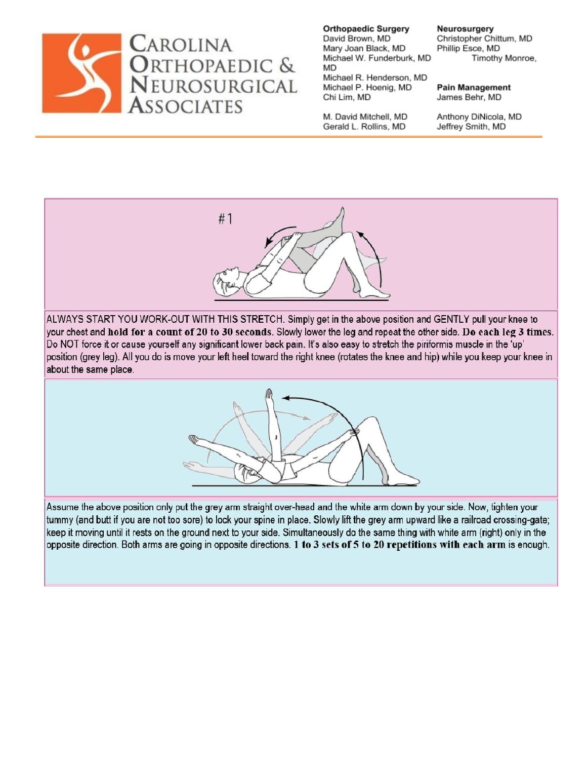#1

ALWAYS START YOU WORK-OUT WITH THIS STRETCH. Simply get in the above position and GENTLY pull your knee to your chest and **hold for a count of 20 to 30 seconds**. Slowly lower the leg and repeat the other side. **Do each leg 3 times**. Do NOT force it or cause yourself any significant lower back pain. It's also easy to stretch the piriformis muscle in the 'up' position (grey leg). All you do is move your left heel toward the right knee (rotates the knee and hip) while you keep your knee in about the same place.

Assume the above position only put the grey arm straight over-head and the white arm down by your side. Now, tighten your tummy (and butt if you are not too sore) to lock your spine in place. Slowly lift the grey arm upward like a railroad crossing-gate; keep it moving until it rests on the ground next to your side. Simultaneously do the same thing with white arm (right) only in the opposite direction. Both arms are going in opposite directions. **1 to 3 sets of 5 to 20 repetitions with each arm** is enough.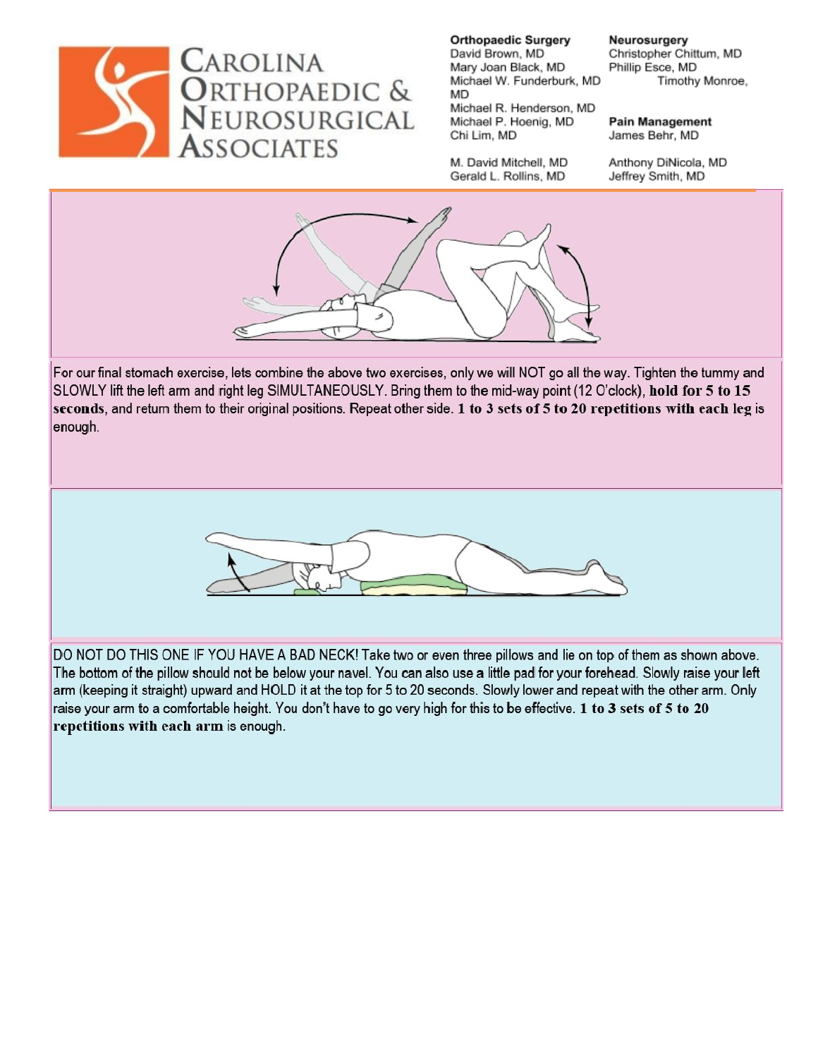# CAROLINA ORTHOPAEDIC & NEUROSURGICAL ASSOCIATES

**Orthopaedic Surgery**
David Brown, MD
Mary Joan Black, MD
Michael W. Funderburk, MD
Michael R. Henderson, MD
Michael P. Hoenig, MD
Chi Lim, MD

M. David Mitchell, MD
Gerald L. Rollins, MD

**Neurosurgery**
Christopher Chittum, MD
Phillip Esce, MD
Timothy Monroe,

**Pain Management**
James Behr, MD

Anthony DiNicola, MD
Jeffrey Smith, MD

For our final stomach exercise, lets combine the above two exercises, only we will NOT go all the way. Tighten the tummy and SLOWLY lift the left arm and right leg SIMULTANEOUSLY. Bring them to the mid-way point (12 O'clock), **hold for 5 to 15 seconds**, and return them to their original positions. Repeat other side. **1 to 3 sets of 5 to 20 repetitions with each leg** is enough.

DO NOT DO THIS ONE IF YOU HAVE A BAD NECK! Take two or even three pillows and lie on top of them as shown above. The bottom of the pillow should not be below your navel. You can also use a little pad for your forehead. Slowly raise your left arm (keeping it straight) upward and HOLD it at the top for 5 to 20 seconds. Slowly lower and repeat with the other arm. Only raise your arm to a comfortable height. You don't have to go very high for this to be effective. **1 to 3 sets of 5 to 20 repetitions with each arm** is enough.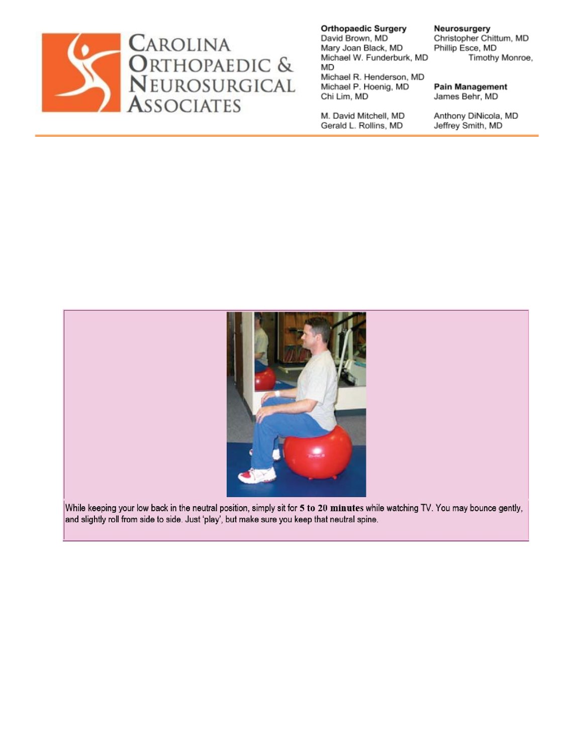**Orthopaedic Surgery**
David Brown, MD
Mary Joan Black, MD
Michael W. Funderburk, MD
Michael R. Henderson, MD
Michael P. Hoenig, MD
Chi Lim, MD

M. David Mitchell, MD
Gerald L. Rollins, MD

**Neurosurgery**
Christopher Chittum, MD
Phillip Esce, MD
Timothy Monroe,

**Pain Management**
James Behr, MD

Anthony DiNicola, MD
Jeffrey Smith, MD

While keeping your low back in the neutral position, simply sit for **5 to 20 minutes** while watching TV. You may bounce gently, and slightly roll from side to side. Just 'play', but make sure you keep that neutral spine.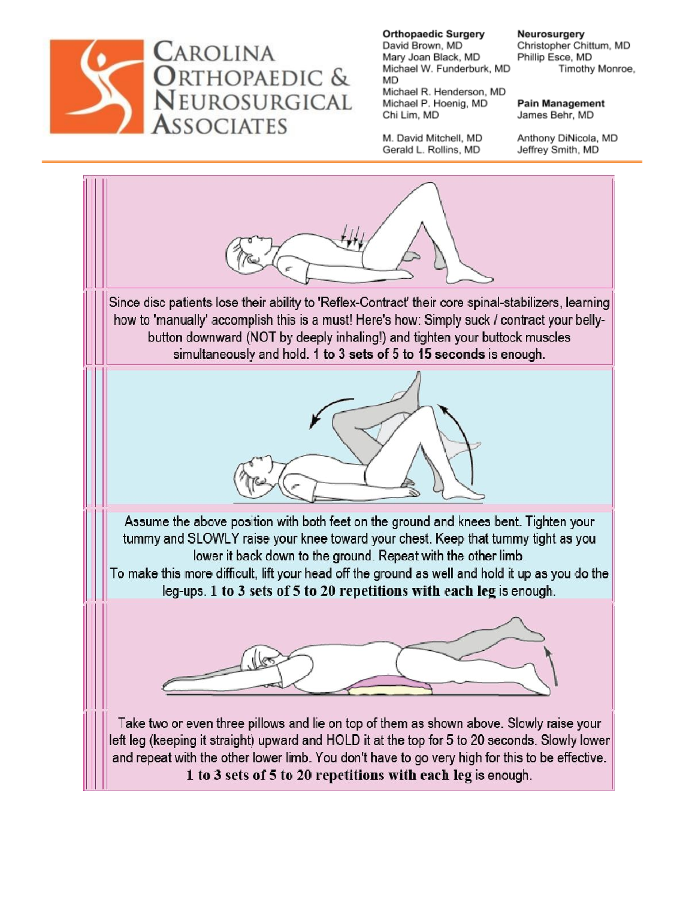# CAROLINA ORTHOPAEDIC & NEUROSURGICAL ASSOCIATES

**Orthopaedic Surgery**
David Brown, MD
Mary Joan Black, MD
Michael W. Funderburk, MD
Michael R. Henderson, MD
Michael P. Hoenig, MD
Chi Lim, MD
M. David Mitchell, MD
Gerald L. Rollins, MD

**Neurosurgery**
Christopher Chittum, MD
Phillip Esce, MD
Timothy Monroe, MD

**Pain Management**
James Behr, MD
Anthony DiNicola, MD
Jeffrey Smith, MD

---

Since disc patients lose their ability to 'Reflex-Contract' their core spinal-stabilizers, learning how to 'manually' accomplish this is a must! Here's how: Simply suck / contract your belly-button downward (NOT by deeply inhaling!) and tighten your buttock muscles simultaneously and hold. 1 **to 3 sets of 5 to 15 seconds** is enough.

Assume the above position with both feet on the ground and knees bent. Tighten your tummy and SLOWLY raise your knee toward your chest. Keep that tummy tight as you lower it back down to the ground. Repeat with the other limb.
To make this more difficult, lift your head off the ground as well and hold it up as you do the leg-ups. **1 to 3 sets of 5 to 20 repetitions with each leg** is enough.

Take two or even three pillows and lie on top of them as shown above. Slowly raise your left leg (keeping it straight) upward and HOLD it at the top for 5 to 20 seconds. Slowly lower and repeat with the other lower limb. You don't have to go very high for this to be effective.
**1 to 3 sets of 5 to 20 repetitions with each leg** is enough.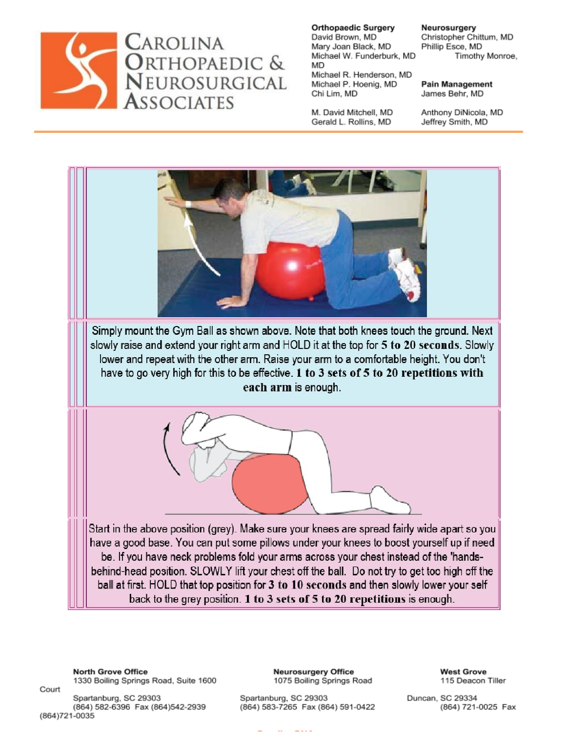Simply mount the Gym Ball as shown above. Note that both knees touch the ground. Next slowly raise and extend your right arm and HOLD it at the top for **5 to 20 seconds**. Slowly lower and repeat with the other arm. Raise your arm to a comfortable height. You don't have to go very high for this to be effective. **1 to 3 sets of 5 to 20 repetitions with each arm** is enough.

Start in the above position (grey). Make sure your knees are spread fairly wide apart so you have a good base. You can put some pillows under your knees to boost yourself up if need be. If you have neck problems fold your arms across your chest instead of the 'hands-behind-head position. SLOWLY lift your chest off the ball. Do not try to get too high off the ball at first. HOLD that top position for **3 to 10 seconds** and then slowly lower your self back to the grey position. **1 to 3 sets of 5 to 20 repetitions** is enough.